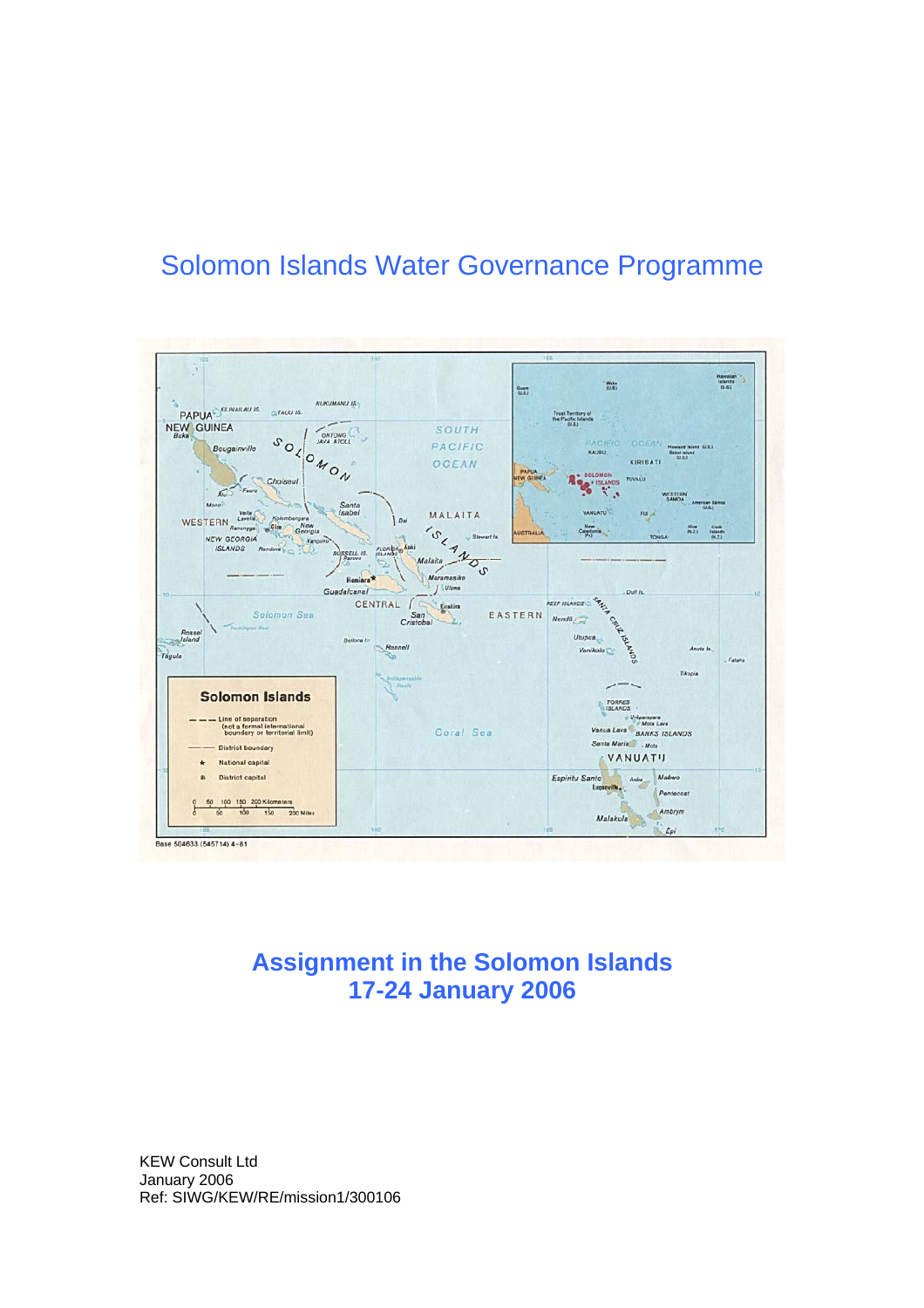# Solomon Islands Water Governance Programme

## Assignment in the Solomon Islands
## 17-24 January 2006

KEW Consult Ltd
January 2006
Ref: SIWG/KEW/RE/mission1/300106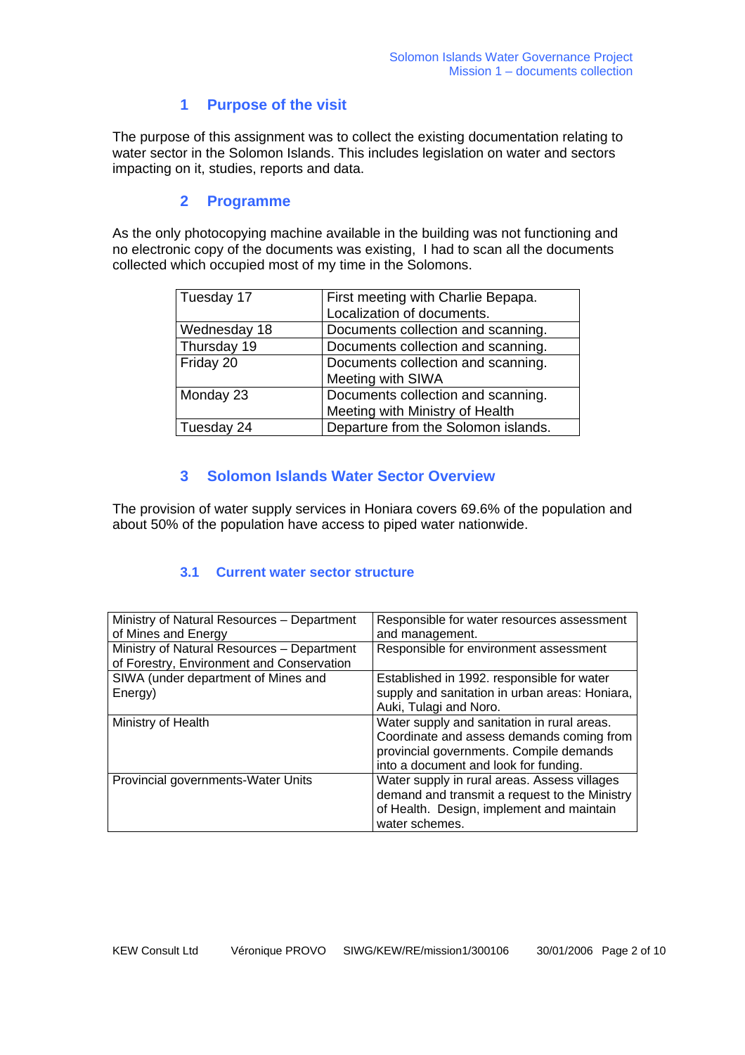## 1 Purpose of the visit

The purpose of this assignment was to collect the existing documentation relating to water sector in the Solomon Islands. This includes legislation on water and sectors impacting on it, studies, reports and data.

## 2 Programme

As the only photocopying machine available in the building was not functioning and no electronic copy of the documents was existing, I had to scan all the documents collected which occupied most of my time in the Solomons.

| | |
|---|---|
| Tuesday 17 | First meeting with Charlie Bepapa. Localization of documents. |
| Wednesday 18 | Documents collection and scanning. |
| Thursday 19 | Documents collection and scanning. |
| Friday 20 | Documents collection and scanning. Meeting with SIWA |
| Monday 23 | Documents collection and scanning. Meeting with Ministry of Health |
| Tuesday 24 | Departure from the Solomon islands. |

## 3 Solomon Islands Water Sector Overview

The provision of water supply services in Honiara covers 69.6% of the population and about 50% of the population have access to piped water nationwide.

### 3.1 Current water sector structure

| | |
|---|---|
| Ministry of Natural Resources – Department of Mines and Energy | Responsible for water resources assessment and management. |
| Ministry of Natural Resources – Department of Forestry, Environment and Conservation | Responsible for environment assessment |
| SIWA (under department of Mines and Energy) | Established in 1992. responsible for water supply and sanitation in urban areas: Honiara, Auki, Tulagi and Noro. |
| Ministry of Health | Water supply and sanitation in rural areas. Coordinate and assess demands coming from provincial governments. Compile demands into a document and look for funding. |
| Provincial governments-Water Units | Water supply in rural areas. Assess villages demand and transmit a request to the Ministry of Health. Design, implement and maintain water schemes. |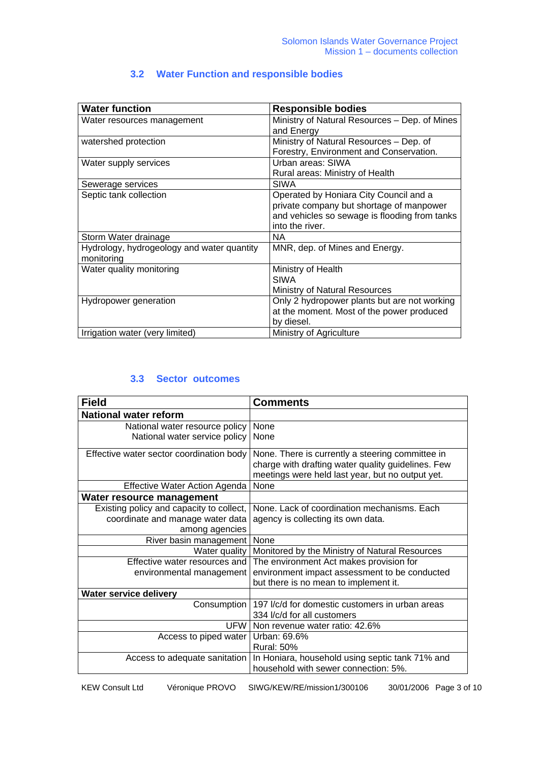## 3.2 Water Function and responsible bodies

| Water function | Responsible bodies |
|---|---|
| Water resources management | Ministry of Natural Resources – Dep. of Mines and Energy |
| watershed protection | Ministry of Natural Resources – Dep. of Forestry, Environment and Conservation. |
| Water supply services | Urban areas: SIWA<br>Rural areas: Ministry of Health |
| Sewerage services | SIWA |
| Septic tank collection | Operated by Honiara City Council and a private company but shortage of manpower and vehicles so sewage is flooding from tanks into the river. |
| Storm Water drainage | NA |
| Hydrology, hydrogeology and water quantity monitoring | MNR, dep. of Mines and Energy. |
| Water quality monitoring | Ministry of Health<br>SIWA<br>Ministry of Natural Resources |
| Hydropower generation | Only 2 hydropower plants but are not working at the moment. Most of the power produced by diesel. |
| Irrigation water (very limited) | Ministry of Agriculture |

## 3.3 Sector outcomes

| Field | Comments |
|---|---|
| **National water reform** | |
| National water resource policy<br>National water service policy | None<br>None |
| Effective water sector coordination body | None. There is currently a steering committee in charge with drafting water quality guidelines. Few meetings were held last year, but no output yet. |
| Effective Water Action Agenda | None |
| **Water resource management** | |
| Existing policy and capacity to collect, coordinate and manage water data among agencies | None. Lack of coordination mechanisms. Each agency is collecting its own data. |
| River basin management | None |
| Water quality | Monitored by the Ministry of Natural Resources |
| Effective water resources and environmental management | The environment Act makes provision for environment impact assessment to be conducted but there is no mean to implement it. |
| **Water service delivery** | |
| Consumption | 197 l/c/d for domestic customers in urban areas<br>334 l/c/d for all customers |
| UFW | Non revenue water ratio: 42.6% |
| Access to piped water | Urban: 69.6%<br>Rural: 50% |
| Access to adequate sanitation | In Honiara, household using septic tank 71% and household with sewer connection: 5%. |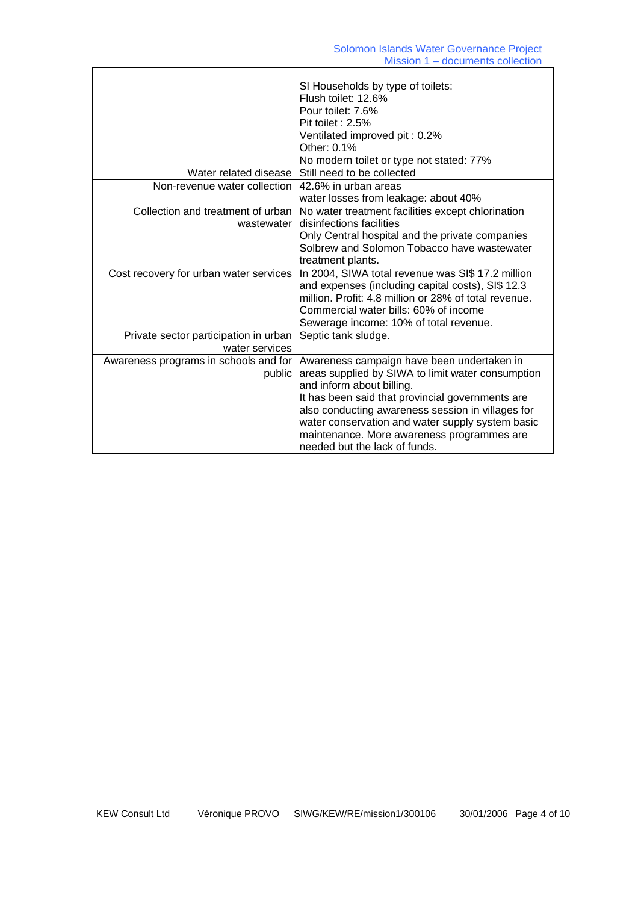| | |
|---|---|
| | SI Households by type of toilets:<br>Flush toilet: 12.6%<br>Pour toilet: 7.6%<br>Pit toilet : 2.5%<br>Ventilated improved pit : 0.2%<br>Other: 0.1%<br>No modern toilet or type not stated: 77% |
| Water related disease | Still need to be collected |
| Non-revenue water collection | 42.6% in urban areas<br>water losses from leakage: about 40% |
| Collection and treatment of urban wastewater | No water treatment facilities except chlorination disinfections facilities<br>Only Central hospital and the private companies Solbrew and Solomon Tobacco have wastewater treatment plants. |
| Cost recovery for urban water services | In 2004, SIWA total revenue was SI$ 17.2 million and expenses (including capital costs), SI$ 12.3 million. Profit: 4.8 million or 28% of total revenue.<br>Commercial water bills: 60% of income<br>Sewerage income: 10% of total revenue. |
| Private sector participation in urban water services | Septic tank sludge. |
| Awareness programs in schools and for public | Awareness campaign have been undertaken in areas supplied by SIWA to limit water consumption and inform about billing.<br>It has been said that provincial governments are also conducting awareness session in villages for water conservation and water supply system basic maintenance. More awareness programmes are needed but the lack of funds. |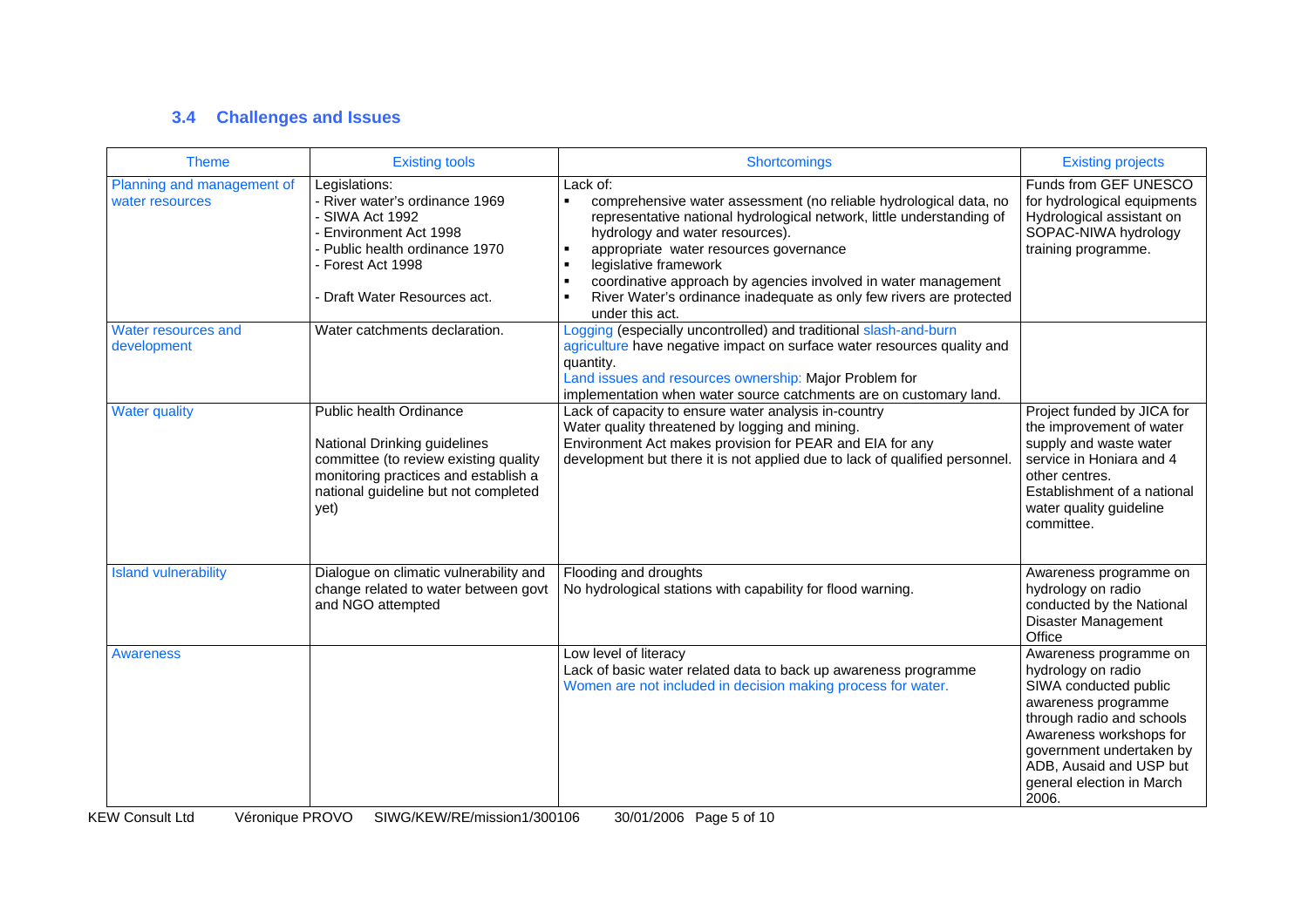## 3.4 Challenges and Issues

| Theme | Existing tools | Shortcomings | Existing projects |
|---|---|---|---|
| Planning and management of water resources | Legislations:<br>- River water's ordinance 1969<br>- SIWA Act 1992<br>- Environment Act 1998<br>- Public health ordinance 1970<br>- Forest Act 1998<br><br>- Draft Water Resources act. | Lack of:<br>▪ comprehensive water assessment (no reliable hydrological data, no representative national hydrological network, little understanding of hydrology and water resources).<br>▪ appropriate water resources governance<br>▪ legislative framework<br>▪ coordinative approach by agencies involved in water management<br>▪ River Water's ordinance inadequate as only few rivers are protected under this act. | Funds from GEF UNESCO for hydrological equipments<br>Hydrological assistant on SOPAC-NIWA hydrology training programme. |
| Water resources and development | Water catchments declaration. | Logging (especially uncontrolled) and traditional slash-and-burn agriculture have negative impact on surface water resources quality and quantity.<br>Land issues and resources ownership: Major Problem for implementation when water source catchments are on customary land. | |
| Water quality | Public health Ordinance<br><br>National Drinking guidelines committee (to review existing quality monitoring practices and establish a national guideline but not completed yet) | Lack of capacity to ensure water analysis in-country<br>Water quality threatened by logging and mining.<br>Environment Act makes provision for PEAR and EIA for any development but there it is not applied due to lack of qualified personnel. | Project funded by JICA for the improvement of water supply and waste water service in Honiara and 4 other centres.<br>Establishment of a national water quality guideline committee. |
| Island vulnerability | Dialogue on climatic vulnerability and change related to water between govt and NGO attempted | Flooding and droughts<br>No hydrological stations with capability for flood warning. | Awareness programme on hydrology on radio conducted by the National Disaster Management Office |
| Awareness | | Low level of literacy<br>Lack of basic water related data to back up awareness programme<br>Women are not included in decision making process for water. | Awareness programme on hydrology on radio<br>SIWA conducted public awareness programme through radio and schools<br>Awareness workshops for government undertaken by ADB, Ausaid and USP but general election in March 2006. |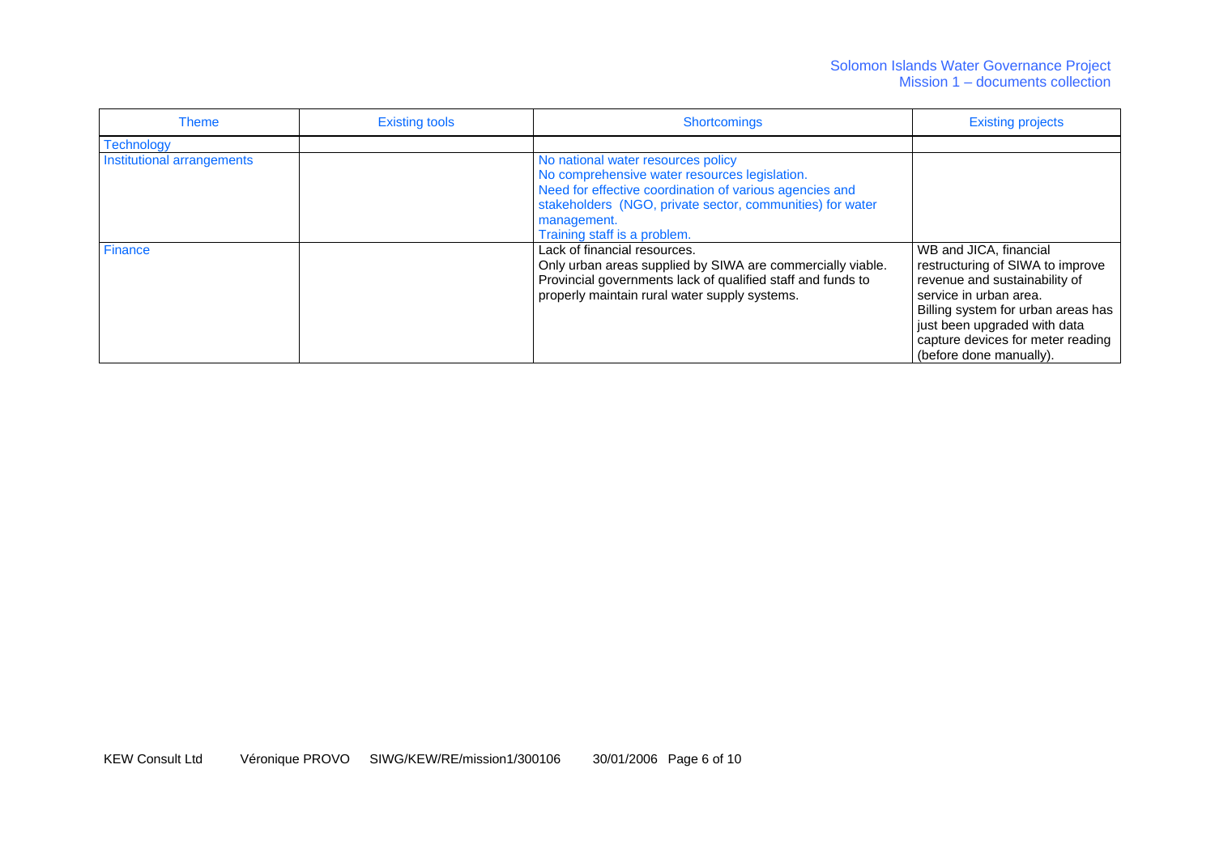| Theme | Existing tools | Shortcomings | Existing projects |
|---|---|---|---|
| Technology | | | |
| Institutional arrangements | | No national water resources policy<br>No comprehensive water resources legislation.<br>Need for effective coordination of various agencies and stakeholders (NGO, private sector, communities) for water management.<br>Training staff is a problem. | |
| Finance | | Lack of financial resources.<br>Only urban areas supplied by SIWA are commercially viable.<br>Provincial governments lack of qualified staff and funds to properly maintain rural water supply systems. | WB and JICA, financial restructuring of SIWA to improve revenue and sustainability of service in urban area.<br>Billing system for urban areas has just been upgraded with data capture devices for meter reading (before done manually). |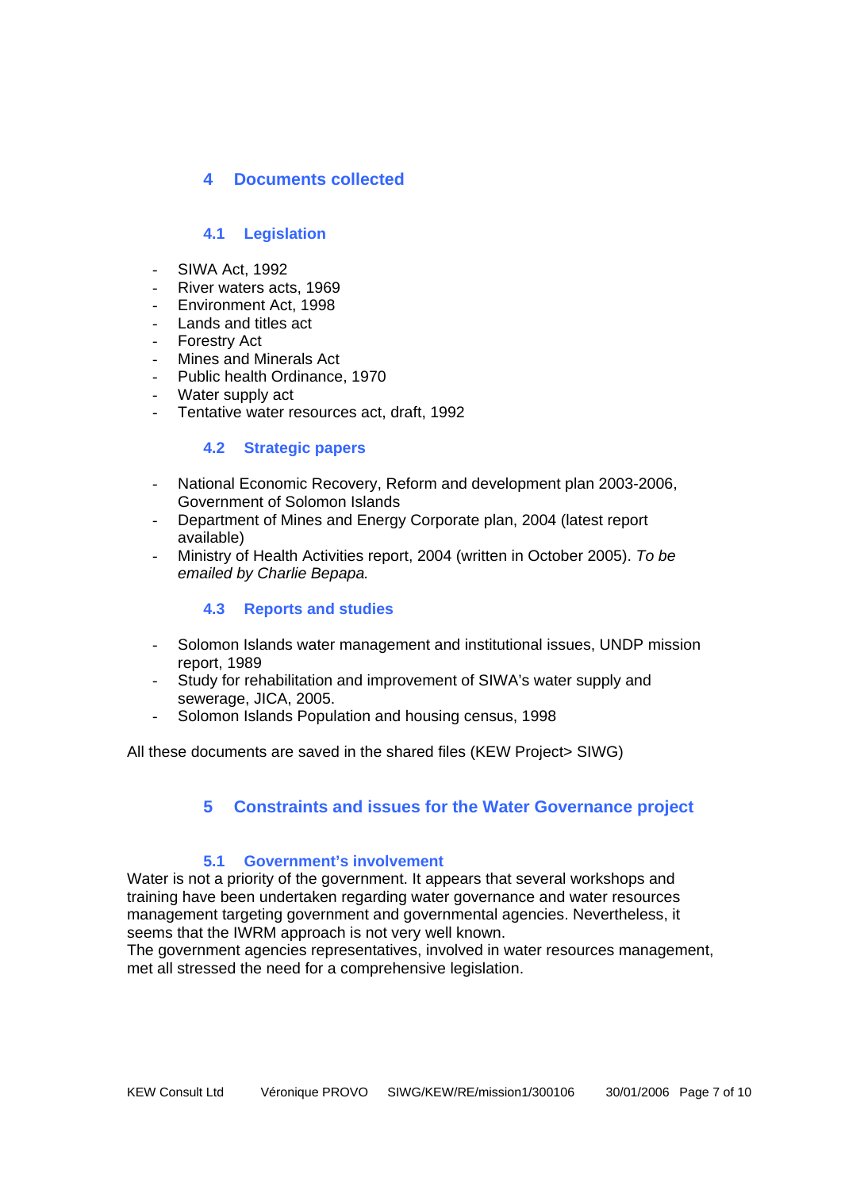# 4 Documents collected

## 4.1 Legislation

- SIWA Act, 1992
- River waters acts, 1969
- Environment Act, 1998
- Lands and titles act
- Forestry Act
- Mines and Minerals Act
- Public health Ordinance, 1970
- Water supply act
- Tentative water resources act, draft, 1992

## 4.2 Strategic papers

- National Economic Recovery, Reform and development plan 2003-2006, Government of Solomon Islands
- Department of Mines and Energy Corporate plan, 2004 (latest report available)
- Ministry of Health Activities report, 2004 (written in October 2005). *To be emailed by Charlie Bepapa.*

## 4.3 Reports and studies

- Solomon Islands water management and institutional issues, UNDP mission report, 1989
- Study for rehabilitation and improvement of SIWA's water supply and sewerage, JICA, 2005.
- Solomon Islands Population and housing census, 1998

All these documents are saved in the shared files (KEW Project> SIWG)

# 5 Constraints and issues for the Water Governance project

## 5.1 Government's involvement

Water is not a priority of the government. It appears that several workshops and training have been undertaken regarding water governance and water resources management targeting government and governmental agencies. Nevertheless, it seems that the IWRM approach is not very well known.
The government agencies representatives, involved in water resources management, met all stressed the need for a comprehensive legislation.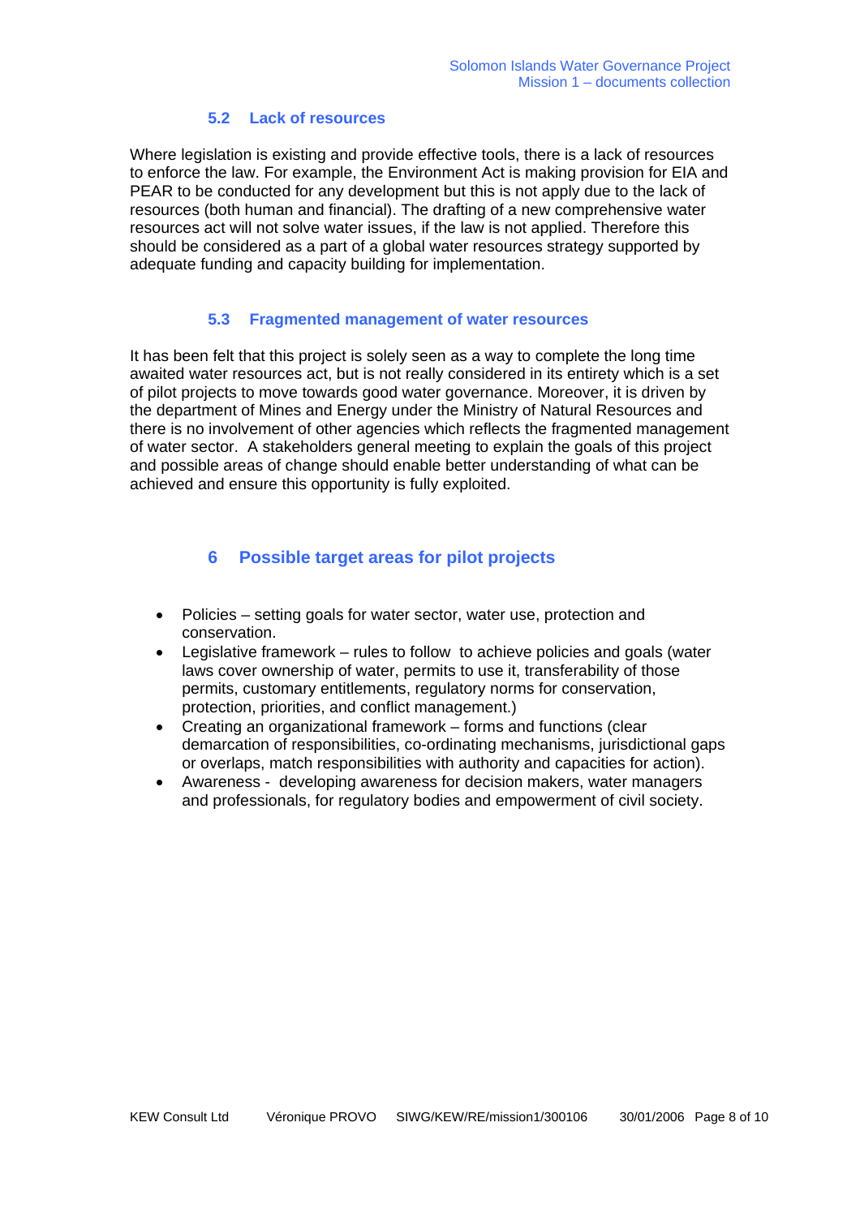### 5.2 Lack of resources

Where legislation is existing and provide effective tools, there is a lack of resources to enforce the law. For example, the Environment Act is making provision for EIA and PEAR to be conducted for any development but this is not apply due to the lack of resources (both human and financial). The drafting of a new comprehensive water resources act will not solve water issues, if the law is not applied. Therefore this should be considered as a part of a global water resources strategy supported by adequate funding and capacity building for implementation.

### 5.3 Fragmented management of water resources

It has been felt that this project is solely seen as a way to complete the long time awaited water resources act, but is not really considered in its entirety which is a set of pilot projects to move towards good water governance. Moreover, it is driven by the department of Mines and Energy under the Ministry of Natural Resources and there is no involvement of other agencies which reflects the fragmented management of water sector. A stakeholders general meeting to explain the goals of this project and possible areas of change should enable better understanding of what can be achieved and ensure this opportunity is fully exploited.

## 6 Possible target areas for pilot projects

- Policies – setting goals for water sector, water use, protection and conservation.
- Legislative framework – rules to follow to achieve policies and goals (water laws cover ownership of water, permits to use it, transferability of those permits, customary entitlements, regulatory norms for conservation, protection, priorities, and conflict management.)
- Creating an organizational framework – forms and functions (clear demarcation of responsibilities, co-ordinating mechanisms, jurisdictional gaps or overlaps, match responsibilities with authority and capacities for action).
- Awareness - developing awareness for decision makers, water managers and professionals, for regulatory bodies and empowerment of civil society.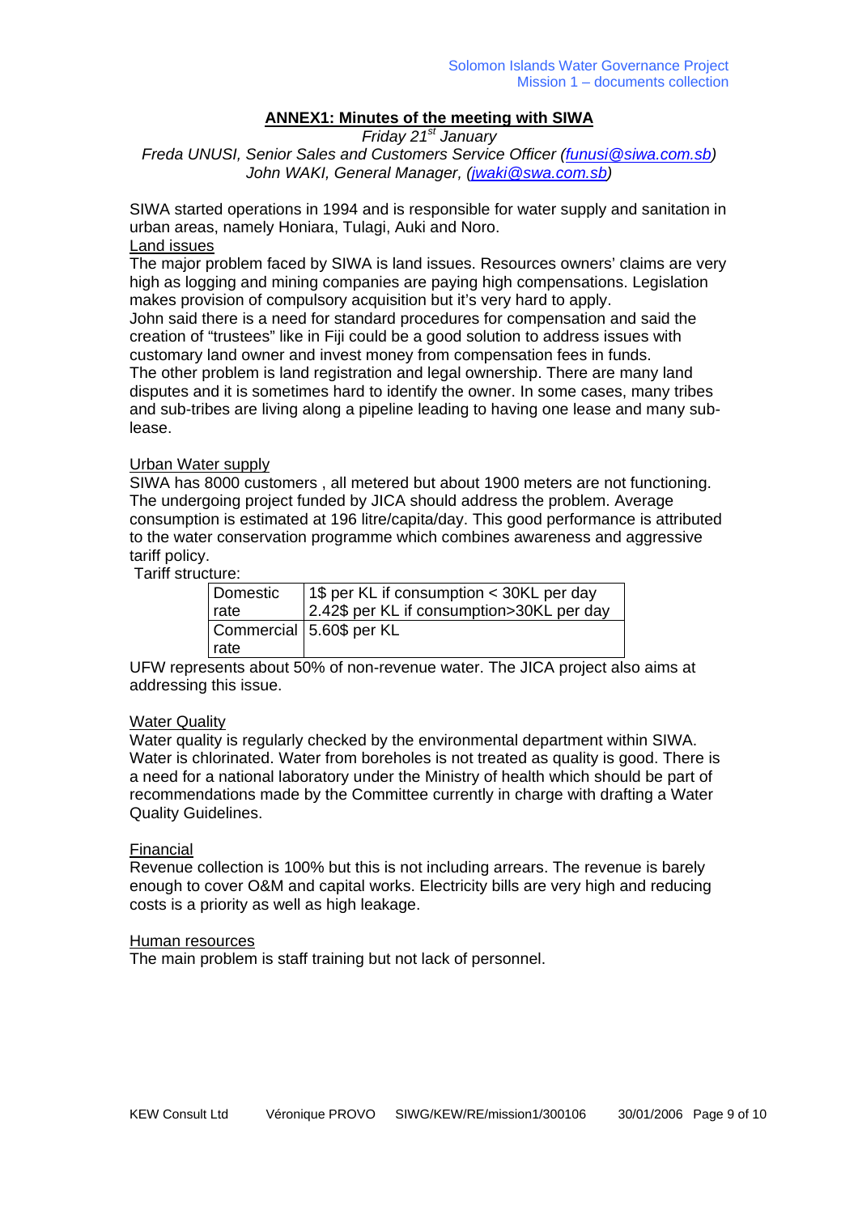## ANNEX1: Minutes of the meeting with SIWA

*Friday 21st January*

*Freda UNUSI, Senior Sales and Customers Service Officer (funusi@siwa.com.sb)*
*John WAKI, General Manager, (jwaki@swa.com.sb)*

SIWA started operations in 1994 and is responsible for water supply and sanitation in urban areas, namely Honiara, Tulagi, Auki and Noro.

Land issues

The major problem faced by SIWA is land issues. Resources owners' claims are very high as logging and mining companies are paying high compensations. Legislation makes provision of compulsory acquisition but it's very hard to apply.

John said there is a need for standard procedures for compensation and said the creation of "trustees" like in Fiji could be a good solution to address issues with customary land owner and invest money from compensation fees in funds.

The other problem is land registration and legal ownership. There are many land disputes and it is sometimes hard to identify the owner. In some cases, many tribes and sub-tribes are living along a pipeline leading to having one lease and many sub-lease.

Urban Water supply

SIWA has 8000 customers , all metered but about 1900 meters are not functioning. The undergoing project funded by JICA should address the problem. Average consumption is estimated at 196 litre/capita/day. This good performance is attributed to the water conservation programme which combines awareness and aggressive tariff policy.

Tariff structure:

| | |
|---|---|
| Domestic rate | 1$ per KL if consumption < 30KL per day<br>2.42$ per KL if consumption>30KL per day |
| Commercial rate | 5.60$ per KL |

UFW represents about 50% of non-revenue water. The JICA project also aims at addressing this issue.

Water Quality

Water quality is regularly checked by the environmental department within SIWA. Water is chlorinated. Water from boreholes is not treated as quality is good. There is a need for a national laboratory under the Ministry of health which should be part of recommendations made by the Committee currently in charge with drafting a Water Quality Guidelines.

Financial

Revenue collection is 100% but this is not including arrears. The revenue is barely enough to cover O&M and capital works. Electricity bills are very high and reducing costs is a priority as well as high leakage.

Human resources

The main problem is staff training but not lack of personnel.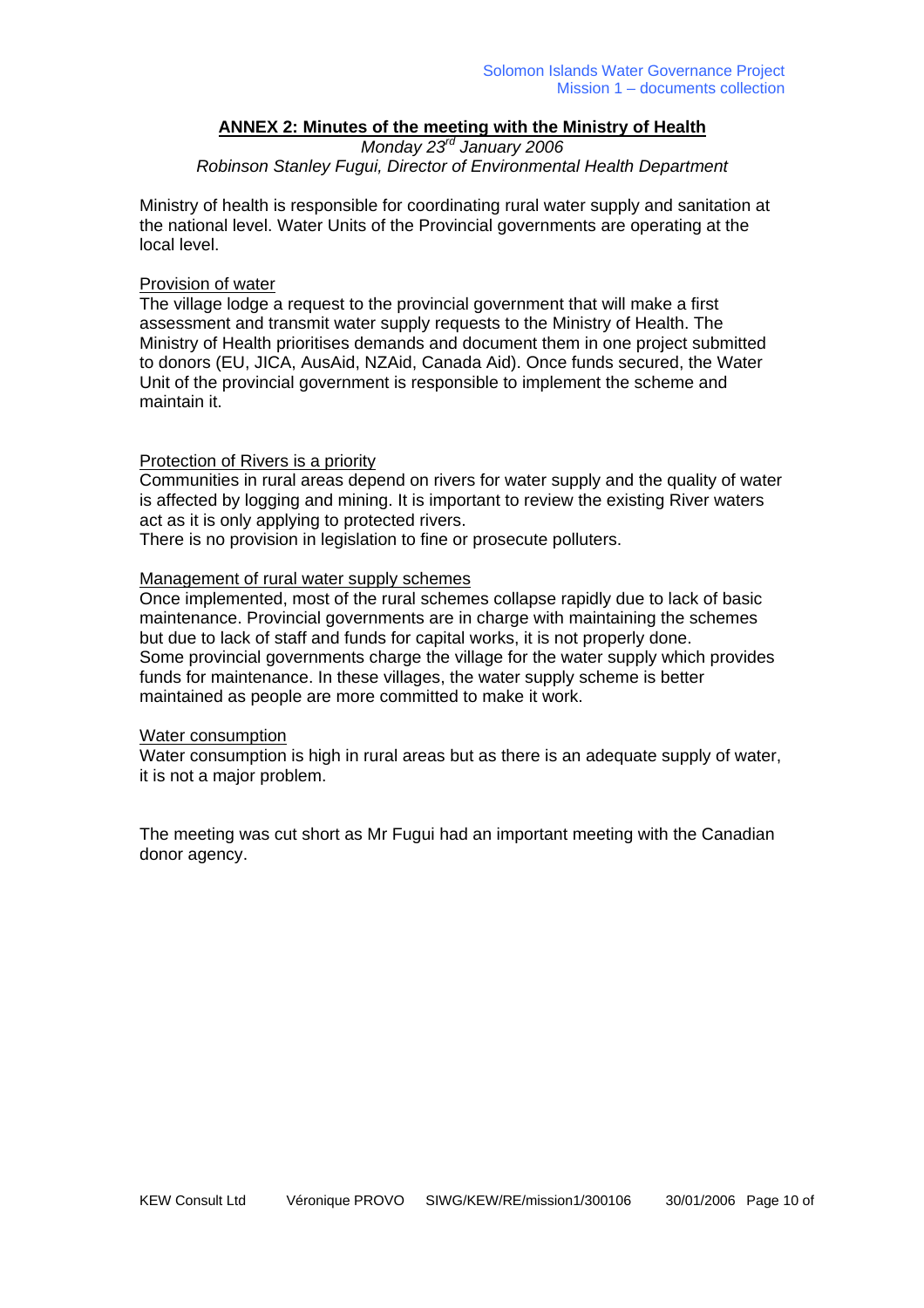## ANNEX 2: Minutes of the meeting with the Ministry of Health

*Monday 23rd January 2006*

*Robinson Stanley Fugui, Director of Environmental Health Department*

Ministry of health is responsible for coordinating rural water supply and sanitation at the national level. Water Units of the Provincial governments are operating at the local level.

Provision of water

The village lodge a request to the provincial government that will make a first assessment and transmit water supply requests to the Ministry of Health. The Ministry of Health prioritises demands and document them in one project submitted to donors (EU, JICA, AusAid, NZAid, Canada Aid). Once funds secured, the Water Unit of the provincial government is responsible to implement the scheme and maintain it.

Protection of Rivers is a priority

Communities in rural areas depend on rivers for water supply and the quality of water is affected by logging and mining. It is important to review the existing River waters act as it is only applying to protected rivers.

There is no provision in legislation to fine or prosecute polluters.

Management of rural water supply schemes

Once implemented, most of the rural schemes collapse rapidly due to lack of basic maintenance. Provincial governments are in charge with maintaining the schemes but due to lack of staff and funds for capital works, it is not properly done.

Some provincial governments charge the village for the water supply which provides funds for maintenance. In these villages, the water supply scheme is better maintained as people are more committed to make it work.

Water consumption

Water consumption is high in rural areas but as there is an adequate supply of water, it is not a major problem.

The meeting was cut short as Mr Fugui had an important meeting with the Canadian donor agency.